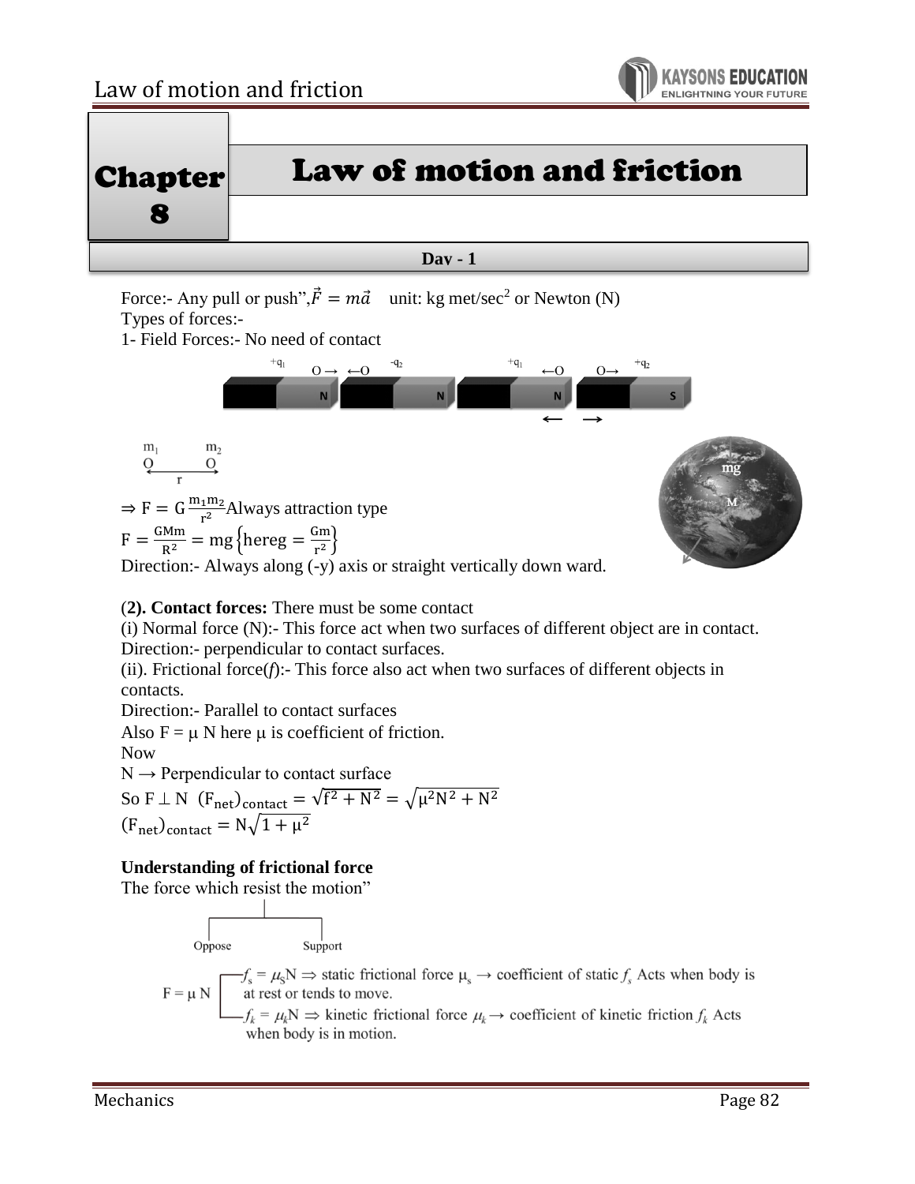# Chapter 8

# Law of motion and friction

**Day - 1**

Force:- Any pull or push", $\vec{F} = m\vec{a}$ unit: kg met/sec$^2$ or Newton (N)

Types of forces:-

1- Field Forces:- No need of contact

$\Rightarrow F = G\frac{m_1 m_2}{r^2}$ Always attraction type

$F = \frac{GMm}{R^2} = mg\left\{\text{here}\, g = \frac{Gm}{r^2}\right\}$

Direction:- Always along (-y) axis or straight vertically down ward.

(**2). Contact forces:** There must be some contact

(i) Normal force (N):- This force act when two surfaces of different object are in contact.

Direction:- perpendicular to contact surfaces.

(ii). Frictional force($f$):- This force also act when two surfaces of different objects in contacts.

Direction:- Parallel to contact surfaces

Also $F = \mu N$ here $\mu$ is coefficient of friction.

Now

$N \rightarrow$ Perpendicular to contact surface

So $F \perp N$ $(F_{net})_{contact} = \sqrt{f^2 + N^2} = \sqrt{\mu^2 N^2 + N^2}$

$(F_{net})_{contact} = N\sqrt{1 + \mu^2}$

**Understanding of frictional force**

The force which resist the motion"

- Oppose
- Support

$F = \mu N$

- $f_s = \mu_S N \Rightarrow$ static frictional force $\mu_s \rightarrow$ coefficient of static $f_s$ Acts when body is at rest or tends to move.
- $f_k = \mu_k N \Rightarrow$ kinetic frictional force $\mu_k \rightarrow$ coefficient of kinetic friction $f_k$ Acts when body is in motion.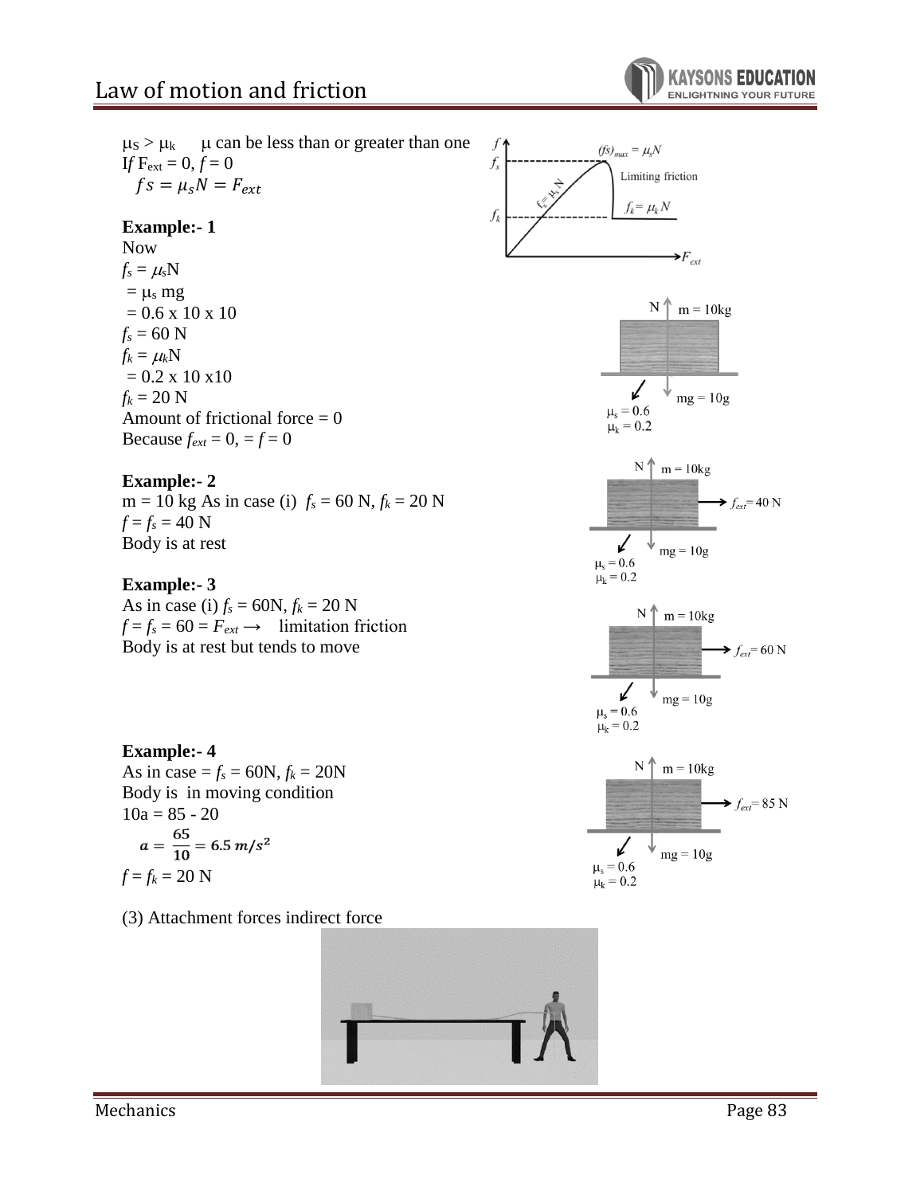$\mu_S > \mu_k$  $\mu$ can be less than or greater than one

If $F_{ext} = 0$, $f = 0$

$$fs = \mu_s N = F_{ext}$$

**Example:- 1**

Now

$f_s = \mu_s N$

$= \mu_s$ mg

$= 0.6 \times 10 \times 10$

$f_s = 60$ N

$f_k = \mu_k N$

$= 0.2 \times 10 \times 10$

$f_k = 20$ N

Amount of frictional force = 0

Because $f_{ext} = 0$, $= f = 0$

**Example:- 2**

m = 10 kg As in case (i) $f_s = 60$ N, $f_k = 20$ N

$f = f_s = 40$ N

Body is at rest

**Example:- 3**

As in case (i) $f_s = 60$N, $f_k = 20$ N

$f = f_s = 60 = F_{ext} \rightarrow$ limitation friction

Body is at rest but tends to move

**Example:- 4**

As in case = $f_s = 60$N, $f_k = 20$N

Body is in moving condition

$10a = 85 - 20$

$$a = \frac{65}{10} = 6.5\ m/s^2$$

$f = f_k = 20$ N

(3) Attachment forces indirect force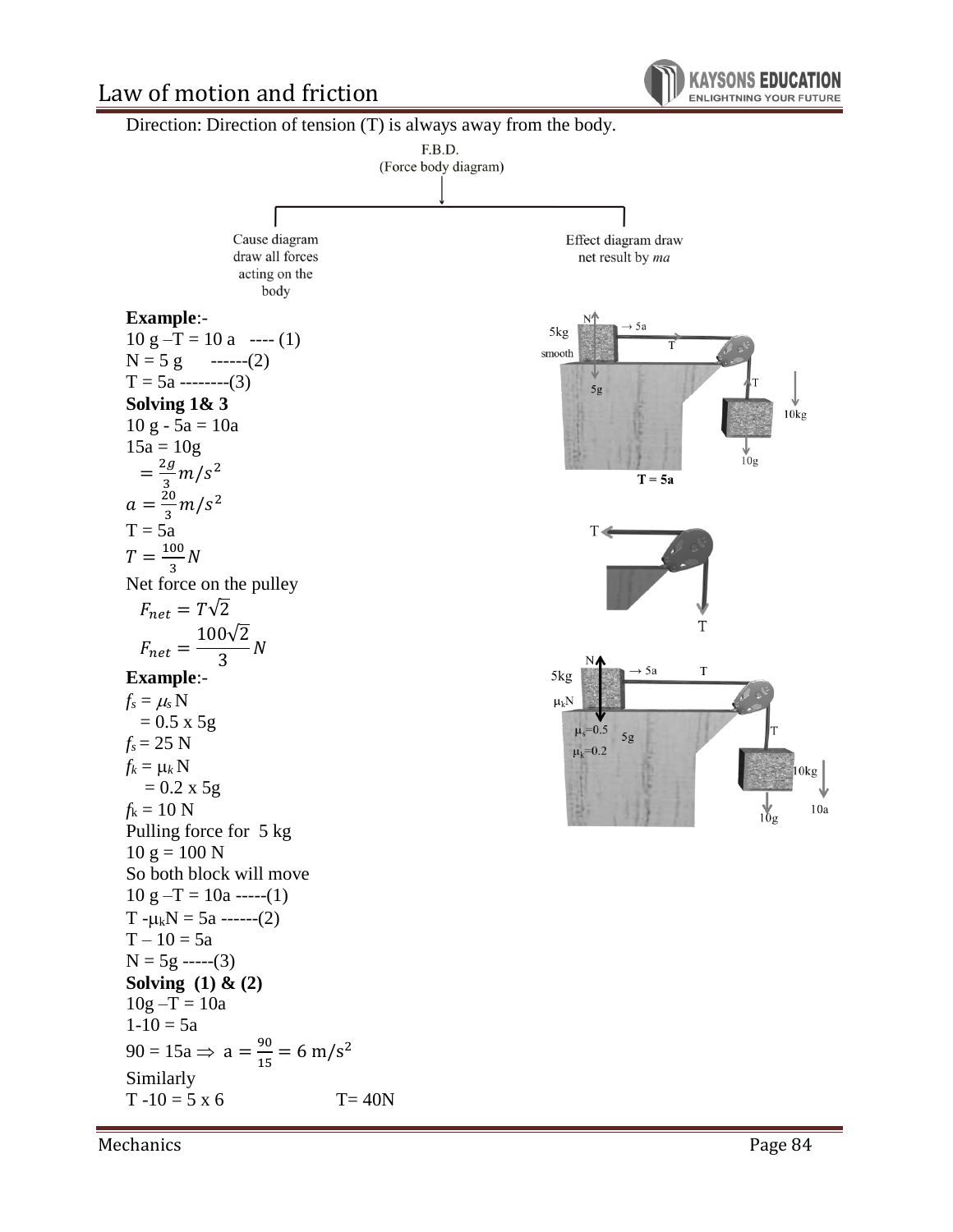# Law of motion and friction

Direction: Direction of tension (T) is always away from the body.

F.B.D.
(Force body diagram)

Cause diagram draw all forces acting on the body

Effect diagram draw net result by *ma*

**Example**:-

10 g – T = 10 a ---- (1)

N = 5 g ------(2)

T = 5a --------(3)

**Solving 1& 3**

10 g - 5a = 10a

15a = 10g

$= \frac{2g}{3} m/s^2$

$a = \frac{20}{3} m/s^2$

T = 5a

$T = \frac{100}{3} N$

Net force on the pulley

$F_{net} = T\sqrt{2}$

$F_{net} = \frac{100\sqrt{2}}{3} N$

5kg
smooth
N
→ 5a
T
5g
T
10kg
10g
**T = 5a**

T
T

**Example**:-

$f_s = \mu_s$ N

= 0.5 x 5g

$f_s$ = 25 N

$f_k = \mu_k$ N

= 0.2 x 5g

$f_k$ = 10 N

Pulling force for 5 kg

10 g = 100 N

So both block will move

10 g – T = 10a -----(1)

T - $\mu_k$N = 5a ------(2)

T – 10 = 5a

N = 5g -----(3)

**Solving (1) & (2)**

10g – T = 10a

1-10 = 5a

90 = 15a ⇒ $a = \frac{90}{15} = 6$ m/s$^2$

Similarly

T -10 = 5 x 6 T= 40N

5kg
N
→ 5a
T
$\mu_k$N
$\mu_s$=0.5
5g
$\mu_k$=0.2
T
10kg
10a
10g